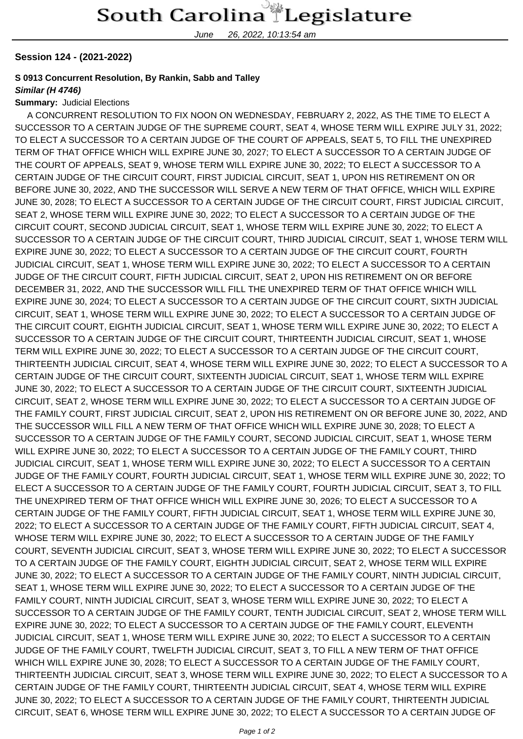# South Carolina Legislature

June 26, 2022, 10:13:54 am

**Session 124 - (2021-2022)**

**S 0913 Concurrent Resolution, By Rankin, Sabb and Talley**
***Similar (H 4746)***
**Summary:** Judicial Elections

A CONCURRENT RESOLUTION TO FIX NOON ON WEDNESDAY, FEBRUARY 2, 2022, AS THE TIME TO ELECT A SUCCESSOR TO A CERTAIN JUDGE OF THE SUPREME COURT, SEAT 4, WHOSE TERM WILL EXPIRE JULY 31, 2022; TO ELECT A SUCCESSOR TO A CERTAIN JUDGE OF THE COURT OF APPEALS, SEAT 5, TO FILL THE UNEXPIRED TERM OF THAT OFFICE WHICH WILL EXPIRE JUNE 30, 2027; TO ELECT A SUCCESSOR TO A CERTAIN JUDGE OF THE COURT OF APPEALS, SEAT 9, WHOSE TERM WILL EXPIRE JUNE 30, 2022; TO ELECT A SUCCESSOR TO A CERTAIN JUDGE OF THE CIRCUIT COURT, FIRST JUDICIAL CIRCUIT, SEAT 1, UPON HIS RETIREMENT ON OR BEFORE JUNE 30, 2022, AND THE SUCCESSOR WILL SERVE A NEW TERM OF THAT OFFICE, WHICH WILL EXPIRE JUNE 30, 2028; TO ELECT A SUCCESSOR TO A CERTAIN JUDGE OF THE CIRCUIT COURT, FIRST JUDICIAL CIRCUIT, SEAT 2, WHOSE TERM WILL EXPIRE JUNE 30, 2022; TO ELECT A SUCCESSOR TO A CERTAIN JUDGE OF THE CIRCUIT COURT, SECOND JUDICIAL CIRCUIT, SEAT 1, WHOSE TERM WILL EXPIRE JUNE 30, 2022; TO ELECT A SUCCESSOR TO A CERTAIN JUDGE OF THE CIRCUIT COURT, THIRD JUDICIAL CIRCUIT, SEAT 1, WHOSE TERM WILL EXPIRE JUNE 30, 2022; TO ELECT A SUCCESSOR TO A CERTAIN JUDGE OF THE CIRCUIT COURT, FOURTH JUDICIAL CIRCUIT, SEAT 1, WHOSE TERM WILL EXPIRE JUNE 30, 2022; TO ELECT A SUCCESSOR TO A CERTAIN JUDGE OF THE CIRCUIT COURT, FIFTH JUDICIAL CIRCUIT, SEAT 2, UPON HIS RETIREMENT ON OR BEFORE DECEMBER 31, 2022, AND THE SUCCESSOR WILL FILL THE UNEXPIRED TERM OF THAT OFFICE WHICH WILL EXPIRE JUNE 30, 2024; TO ELECT A SUCCESSOR TO A CERTAIN JUDGE OF THE CIRCUIT COURT, SIXTH JUDICIAL CIRCUIT, SEAT 1, WHOSE TERM WILL EXPIRE JUNE 30, 2022; TO ELECT A SUCCESSOR TO A CERTAIN JUDGE OF THE CIRCUIT COURT, EIGHTH JUDICIAL CIRCUIT, SEAT 1, WHOSE TERM WILL EXPIRE JUNE 30, 2022; TO ELECT A SUCCESSOR TO A CERTAIN JUDGE OF THE CIRCUIT COURT, THIRTEENTH JUDICIAL CIRCUIT, SEAT 1, WHOSE TERM WILL EXPIRE JUNE 30, 2022; TO ELECT A SUCCESSOR TO A CERTAIN JUDGE OF THE CIRCUIT COURT, THIRTEENTH JUDICIAL CIRCUIT, SEAT 4, WHOSE TERM WILL EXPIRE JUNE 30, 2022; TO ELECT A SUCCESSOR TO A CERTAIN JUDGE OF THE CIRCUIT COURT, SIXTEENTH JUDICIAL CIRCUIT, SEAT 1, WHOSE TERM WILL EXPIRE JUNE 30, 2022; TO ELECT A SUCCESSOR TO A CERTAIN JUDGE OF THE CIRCUIT COURT, SIXTEENTH JUDICIAL CIRCUIT, SEAT 2, WHOSE TERM WILL EXPIRE JUNE 30, 2022; TO ELECT A SUCCESSOR TO A CERTAIN JUDGE OF THE FAMILY COURT, FIRST JUDICIAL CIRCUIT, SEAT 2, UPON HIS RETIREMENT ON OR BEFORE JUNE 30, 2022, AND THE SUCCESSOR WILL FILL A NEW TERM OF THAT OFFICE WHICH WILL EXPIRE JUNE 30, 2028; TO ELECT A SUCCESSOR TO A CERTAIN JUDGE OF THE FAMILY COURT, SECOND JUDICIAL CIRCUIT, SEAT 1, WHOSE TERM WILL EXPIRE JUNE 30, 2022; TO ELECT A SUCCESSOR TO A CERTAIN JUDGE OF THE FAMILY COURT, THIRD JUDICIAL CIRCUIT, SEAT 1, WHOSE TERM WILL EXPIRE JUNE 30, 2022; TO ELECT A SUCCESSOR TO A CERTAIN JUDGE OF THE FAMILY COURT, FOURTH JUDICIAL CIRCUIT, SEAT 1, WHOSE TERM WILL EXPIRE JUNE 30, 2022; TO ELECT A SUCCESSOR TO A CERTAIN JUDGE OF THE FAMILY COURT, FOURTH JUDICIAL CIRCUIT, SEAT 3, TO FILL THE UNEXPIRED TERM OF THAT OFFICE WHICH WILL EXPIRE JUNE 30, 2026; TO ELECT A SUCCESSOR TO A CERTAIN JUDGE OF THE FAMILY COURT, FIFTH JUDICIAL CIRCUIT, SEAT 1, WHOSE TERM WILL EXPIRE JUNE 30, 2022; TO ELECT A SUCCESSOR TO A CERTAIN JUDGE OF THE FAMILY COURT, FIFTH JUDICIAL CIRCUIT, SEAT 4, WHOSE TERM WILL EXPIRE JUNE 30, 2022; TO ELECT A SUCCESSOR TO A CERTAIN JUDGE OF THE FAMILY COURT, SEVENTH JUDICIAL CIRCUIT, SEAT 3, WHOSE TERM WILL EXPIRE JUNE 30, 2022; TO ELECT A SUCCESSOR TO A CERTAIN JUDGE OF THE FAMILY COURT, EIGHTH JUDICIAL CIRCUIT, SEAT 2, WHOSE TERM WILL EXPIRE JUNE 30, 2022; TO ELECT A SUCCESSOR TO A CERTAIN JUDGE OF THE FAMILY COURT, NINTH JUDICIAL CIRCUIT, SEAT 1, WHOSE TERM WILL EXPIRE JUNE 30, 2022; TO ELECT A SUCCESSOR TO A CERTAIN JUDGE OF THE FAMILY COURT, NINTH JUDICIAL CIRCUIT, SEAT 3, WHOSE TERM WILL EXPIRE JUNE 30, 2022; TO ELECT A SUCCESSOR TO A CERTAIN JUDGE OF THE FAMILY COURT, TENTH JUDICIAL CIRCUIT, SEAT 2, WHOSE TERM WILL EXPIRE JUNE 30, 2022; TO ELECT A SUCCESSOR TO A CERTAIN JUDGE OF THE FAMILY COURT, ELEVENTH JUDICIAL CIRCUIT, SEAT 1, WHOSE TERM WILL EXPIRE JUNE 30, 2022; TO ELECT A SUCCESSOR TO A CERTAIN JUDGE OF THE FAMILY COURT, TWELFTH JUDICIAL CIRCUIT, SEAT 3, TO FILL A NEW TERM OF THAT OFFICE WHICH WILL EXPIRE JUNE 30, 2028; TO ELECT A SUCCESSOR TO A CERTAIN JUDGE OF THE FAMILY COURT, THIRTEENTH JUDICIAL CIRCUIT, SEAT 3, WHOSE TERM WILL EXPIRE JUNE 30, 2022; TO ELECT A SUCCESSOR TO A CERTAIN JUDGE OF THE FAMILY COURT, THIRTEENTH JUDICIAL CIRCUIT, SEAT 4, WHOSE TERM WILL EXPIRE JUNE 30, 2022; TO ELECT A SUCCESSOR TO A CERTAIN JUDGE OF THE FAMILY COURT, THIRTEENTH JUDICIAL CIRCUIT, SEAT 6, WHOSE TERM WILL EXPIRE JUNE 30, 2022; TO ELECT A SUCCESSOR TO A CERTAIN JUDGE OF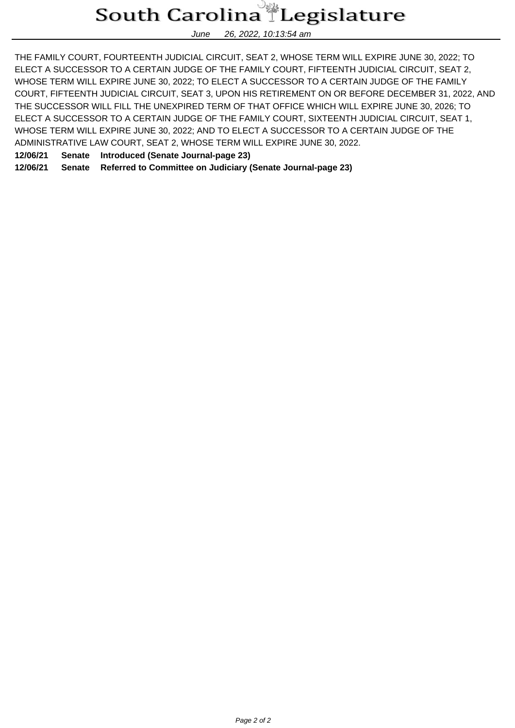THE FAMILY COURT, FOURTEENTH JUDICIAL CIRCUIT, SEAT 2, WHOSE TERM WILL EXPIRE JUNE 30, 2022; TO ELECT A SUCCESSOR TO A CERTAIN JUDGE OF THE FAMILY COURT, FIFTEENTH JUDICIAL CIRCUIT, SEAT 2, WHOSE TERM WILL EXPIRE JUNE 30, 2022; TO ELECT A SUCCESSOR TO A CERTAIN JUDGE OF THE FAMILY COURT, FIFTEENTH JUDICIAL CIRCUIT, SEAT 3, UPON HIS RETIREMENT ON OR BEFORE DECEMBER 31, 2022, AND THE SUCCESSOR WILL FILL THE UNEXPIRED TERM OF THAT OFFICE WHICH WILL EXPIRE JUNE 30, 2026; TO ELECT A SUCCESSOR TO A CERTAIN JUDGE OF THE FAMILY COURT, SIXTEENTH JUDICIAL CIRCUIT, SEAT 1, WHOSE TERM WILL EXPIRE JUNE 30, 2022; AND TO ELECT A SUCCESSOR TO A CERTAIN JUDGE OF THE ADMINISTRATIVE LAW COURT, SEAT 2, WHOSE TERM WILL EXPIRE JUNE 30, 2022.

**12/06/21 Senate Introduced (Senate Journal-page 23)**

**12/06/21 Senate Referred to Committee on Judiciary (Senate Journal-page 23)**